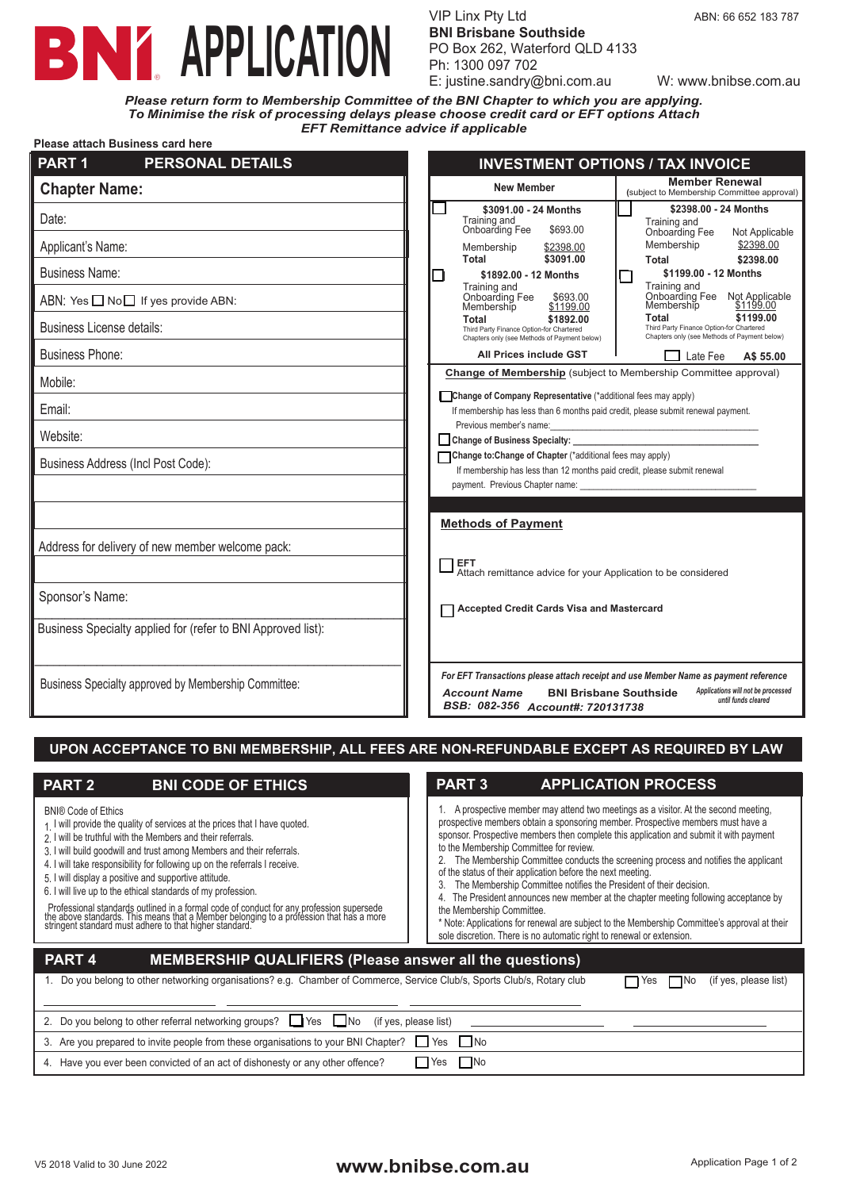# BNI APPLICATION

VIP Linx Pty Ltd
**BNI Brisbane Southside**
PO Box 262, Waterford QLD 4133
Ph: 1300 097 702
E: justine.sandry@bni.com.au

ABN: 66 652 183 787
W: www.bnibse.com.au

***Please return form to Membership Committee of the BNI Chapter to which you are applying.***
***To Minimise the risk of processing delays please choose credit card or EFT options Attach EFT Remittance advice if applicable***

**Please attach Business card here**

## PART 1 PERSONAL DETAILS

**Chapter Name:**

Date:

Applicant's Name:

Business Name:

ABN: Yes ☐ No ☐ If yes provide ABN:

Business License details:

Business Phone:

Mobile:

Email:

Website:

Business Address (Incl Post Code):

Address for delivery of new member welcome pack:

Sponsor's Name:

Business Specialty applied for (refer to BNI Approved list):

Business Specialty approved by Membership Committee:

## INVESTMENT OPTIONS / TAX INVOICE

| New Member | | Member Renewal (subject to Membership Committee approval) | |
|---|---|---|---|
| ☐ **$3091.00 - 24 Months** | | ☐ **$2398.00 - 24 Months** | |
| Training and Onboarding Fee | $693.00 | Training and Onboarding Fee | Not Applicable |
| Membership | $2398.00 | Membership | $2398.00 |
| **Total** | **$3091.00** | **Total** | **$2398.00** |
| ☐ **$1892.00 - 12 Months** | | ☐ **$1199.00 - 12 Months** | |
| Training and Onboarding Fee | $693.00 | Training and Onboarding Fee | Not Applicable |
| Membership | $1199.00 | Membership | $1199.00 |
| **Total** | **$1892.00** | **Total** | **$1199.00** |
| Third Party Finance Option-for Chartered Chapters only (see Methods of Payment below) | | Third Party Finance Option-for Chartered Chapters only (see Methods of Payment below) | |
| **All Prices include GST** | | ☐ Late Fee | A$ 55.00 |

**Change of Membership** (subject to Membership Committee approval)

☐ **Change of Company Representative** (*additional fees may apply)
If membership has less than 6 months paid credit, please submit renewal payment.
Previous member's name: ____________________

☐ **Change of Business Specialty:** ____________________

☐ **Change to:Change of Chapter** (*additional fees may apply)
If membership has less than 12 months paid credit, please submit renewal payment. Previous Chapter name: ____________________

**Methods of Payment**

☐ **EFT**
Attach remittance advice for your Application to be considered

☐ **Accepted Credit Cards Visa and Mastercard**

***For EFT Transactions please attach receipt and use Member Name as payment reference***

***Account Name*** **BNI Brisbane Southside**
***BSB: 082-356*** ***Account#: 720131738***

*Applications will not be processed until funds cleared*

**UPON ACCEPTANCE TO BNI MEMBERSHIP, ALL FEES ARE NON-REFUNDABLE EXCEPT AS REQUIRED BY LAW**

## PART 2 BNI CODE OF ETHICS

BNI® Code of Ethics

1. I will provide the quality of services at the prices that I have quoted.
2. I will be truthful with the Members and their referrals.
3. I will build goodwill and trust among Members and their referrals.
4. I will take responsibility for following up on the referrals I receive.
5. I will display a positive and supportive attitude.
6. I will live up to the ethical standards of my profession.

Professional standards outlined in a formal code of conduct for any profession supersede the above standards. This means that a Member belonging to a profession that has a more stringent standard must adhere to that higher standard.

## PART 3 APPLICATION PROCESS

1. A prospective member may attend two meetings as a visitor. At the second meeting, prospective members obtain a sponsoring member. Prospective members must have a sponsor. Prospective members then complete this application and submit it with payment to the Membership Committee for review.
2. The Membership Committee conducts the screening process and notifies the applicant of the status of their application before the next meeting.
3. The Membership Committee notifies the President of their decision.
4. The President announces new member at the chapter meeting following acceptance by the Membership Committee.

\* Note: Applications for renewal are subject to the Membership Committee's approval at their sole discretion. There is no automatic right to renewal or extension.

## PART 4 MEMBERSHIP QUALIFIERS (Please answer all the questions)

1. Do you belong to other networking organisations? e.g. Chamber of Commerce, Service Club/s, Sports Club/s, Rotary club ☐ Yes ☐ No (if yes, please list)
2. Do you belong to other referral networking groups? ☐ Yes ☐ No (if yes, please list)
3. Are you prepared to invite people from these organisations to your BNI Chapter? ☐ Yes ☐ No
4. Have you ever been convicted of an act of dishonesty or any other offence? ☐ Yes ☐ No

V5 2018 Valid to 30 June 2022

**www.bnibse.com.au**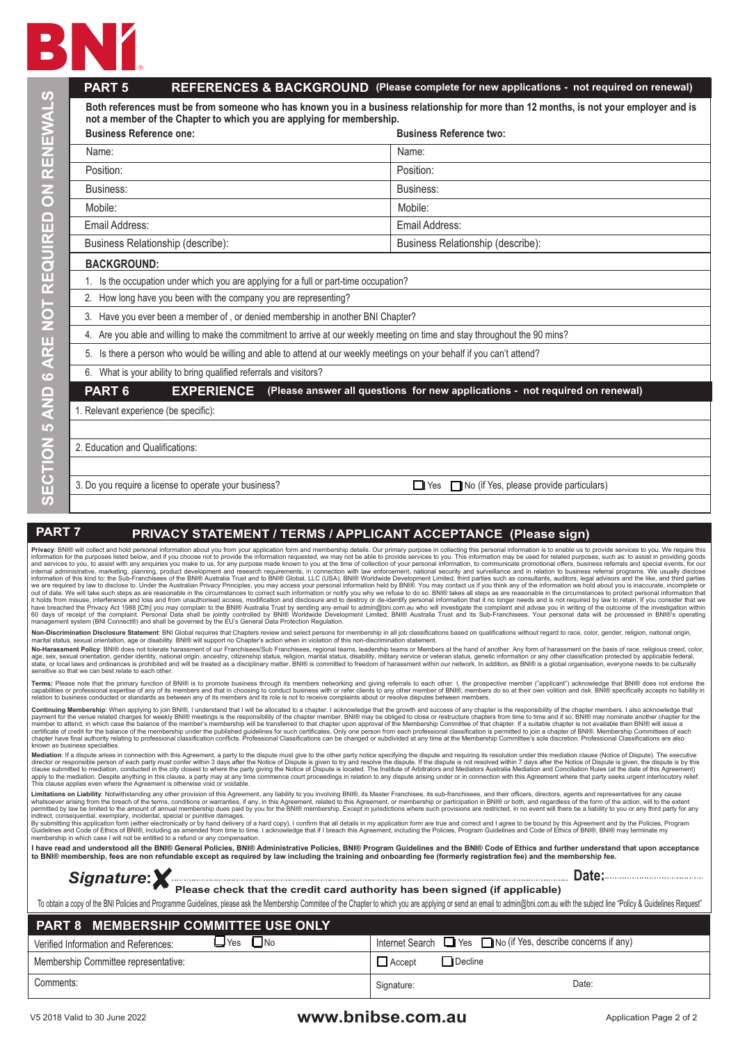BNI®

SECTION 5 AND 6 ARE NOT REQUIRED ON RENEWALS

## PART 5 REFERENCES & BACKGROUND (Please complete for new applications - not required on renewal)

**Both references must be from someone who has known you in a business relationship for more than 12 months, is not your employer and is not a member of the Chapter to which you are applying for membership.**

| **Business Reference one:** | **Business Reference two:** |
|---|---|
| Name: | Name: |
| Position: | Position: |
| Business: | Business: |
| Mobile: | Mobile: |
| Email Address: | Email Address: |
| Business Relationship (describe): | Business Relationship (describe): |

**BACKGROUND:**

1. Is the occupation under which you are applying for a full or part-time occupation?
2. How long have you been with the company you are representing?
3. Have you ever been a member of , or denied membership in another BNI Chapter?
4. Are you able and willing to make the commitment to arrive at our weekly meeting on time and stay throughout the 90 mins?
5. Is there a person who would be willing and able to attend at our weekly meeting on your behalf if you can't attend?
6. What is your ability to bring qualified referrals and visitors?

## PART 6 EXPERIENCE (Please answer all questions for new applications - not required on renewal)

1. Relevant experience (be specific):

2. Education and Qualifications:

3. Do you require a license to operate your business? ☐ Yes ☐ No (if Yes, please provide particulars)

## PART 7 PRIVACY STATEMENT / TERMS / APPLICANT ACCEPTANCE (Please sign)

**Privacy**: BNI® will collect and hold personal information about you from your application form and membership details. Our primary purpose in collecting this personal information is to enable us to provide services to you. We require this information for the purposes listed below, and if you choose not to provide the information requested, we may not be able to provide services to you. This information may be used for related purposes, such as: to assist in providing goods and services to you, to assist with any enquiries you make to us, for any purpose made known to you at the time of collection of your personal information, to communicate promotional offers, business referrals and special events, for our internal administrative, marketing, planning, product development and research requirements, in connection with law enforcement, national security and surveillance and in relation to business referral programs. We usually disclose information of this kind to: the Sub-Franchisees of the BNI® Australia Trust and to BNI® Global, LLC (USA), BNI® Worldwide Development Limited, third parties such as consultants, auditors, legal advisors and the like, and third parties we are required by law to disclose to. Under the Australian Privacy Principles, you may access your personal information held by BNI®. You may contact us if you think any of the information we hold about you is inaccurate, incomplete or out of date. We will take such steps as are reasonable in the circumstances to correct such information or notify you why we refuse to do so. BNI® takes all steps as are reasonable in the circumstances to protect personal information that it holds from misuse, interference and loss and from unauthorised access, modification and disclosure and to destroy or de-identify personal information that it no longer needs and is not required by law to retain. If you consider that we have breached the Privacy Act 1988 [Cth] you may complain to the BNI® Australia Trust by sending any email to admin@bni.com.au who will investigate the complaint and advise you in writing of the outcome of the investigation within 60 days of receipt of the complaint. Personal Data shall be jointly controlled by BNI® Worldwide Development Limited, BNI® Australia Trust and its Sub-Franchisees. Your personal data will be processed in BNI®'s operating management system (BNI Connect®) and shall be governed by the EU's General Data Protection Regulation.

**Non-Discrimination Disclosure Statement**: BNI Global requires that Chapters review and select persons for membership in all job classifications based on qualifications without regard to race, color, gender, religion, national origin, marital status, sexual orientation, age or disability. BNI® will support no Chapter's action when in violation of this non-discrimination statement.

**No-Harassment Policy**: BNI® does not tolerate harassment of our Franchisees/Sub Franchisees, regional teams, leadership teams or Members at the hand of another. Any form of harassment on the basis of race, religious creed, color, age, sex, sexual orientation, gender identity, national origin, ancestry, citizenship status, religion, marital status, disability, military service or veteran status, genetic information or any other classification protected by applicable federal, state, or local laws and ordinances is prohibited and will be treated as a disciplinary matter. BNI® is committed to freedom of harassment within our network. In addition, as BNI® is a global organisation, everyone needs to be culturally sensitive so that we can best relate to each other.

**Terms**: Please note that the primary function of BNI® is to promote business through its members networking and giving referrals to each other. I, the prospective member ("applicant") acknowledge that BNI® does not endorse the capabilities or professional expertise of any of its members and that in choosing to conduct business with or refer clients to any other member of BNI®, members do so at their own volition and risk. BNI® specifically accepts no liability in relation to business conducted or standards as between any of its members and its role is not to receive complaints about or resolve disputes between members.

**Continuing Membership**: When applying to join BNI®, I understand that I will be allocated to a chapter. I acknowledge that the growth and success of any chapter is the responsibility of the chapter members. I also acknowledge that payment for the venue related charges for weekly BNI® meetings is the responsibility of the chapter member. BNI® may be obliged to close or restructure chapters from time to time and if so, BNI® may nominate another chapter for the member to attend, in which case the balance of the member's membership will be transferred to that chapter upon approval of the Membership Committee of that chapter. If a suitable chapter is not available then BNI® will issue a certificate of credit for the balance of the membership under the published guidelines for such certificates. Only one person from each professional classification is permitted to join a chapter of BNI®. Membership Committees of each chapter have final authority relating to professional classification conflicts. Professional Classifications can be changed or subdivided at any time at the Membership Committee's sole discretion. Professional Classifications are also known as business specialties.

**Mediation**: If a dispute arises in connection with this Agreement, a party to the dispute must give to the other party notice specifying the dispute and requiring its resolution under this mediation clause (Notice of Dispute). The executive director or responsible person of each party must confer within 3 days after the Notice of Dispute is given to try and resolve the dispute. If the dispute is not resolved within 7 days after the Notice of Dispute is given, the dispute is by this clause submitted to mediation, conducted in the city closest to where the party giving the Notice of Dispute is located. The Institute of Arbitrators and Mediators Australia Mediation and Conciliation Rules (at the date of this Agreement) apply to the mediation. Despite anything in this clause, a party may at any time commence court proceedings in relation to any dispute arising under or in connection with this Agreement where that party seeks urgent interlocutory relief. This clause applies even where the Agreement is otherwise void or voidable.

**Limitations on Liability**: Notwithstanding any other provision of this Agreement, any liability to you involving BNI®, its Master Franchisee, its sub-franchisees, and their officers, directors, agents and representatives for any cause whatsoever arising from the breach of the terms, conditions or warranties, if any, in this Agreement, related to this Agreement, or membership or participation in BNI® or both, and regardless of the form of the action, will to the extent permitted by law be limited to the amount of annual membership dues paid by you for the BNI® membership. Except in jurisdictions where such provisions are restricted, in no event will there be a liability to you or any third party for any indirect, consequential, exemplary, incidental, special or punitive damages.
By submitting this application form (either electronically or by hand delivery of a hard copy), I confirm that all details in my application form are true and correct and I agree to be bound by this Agreement and by the Policies, Program Guidelines and Code of Ethics of BNI®, including as amended from time to time. I acknowledge that if I breach this Agreement, including the Policies, Program Guidelines and Code of Ethics of BNI®, BNI® may terminate my membership in which case I will not be entitled to a refund or any compensation.

**I have read and understood all the BNI® General Policies, BNI® Administrative Policies, BNI® Program Guidelines and the BNI® Code of Ethics and further understand that upon acceptance to BNI® membership, fees are non refundable except as required by law including the training and onboarding fee (formerly registration fee) and the membership fee.**

***Signature:*** ✘ .................................................. **Date:** ..........................

**Please check that the credit card authority has been signed (if applicable)**

To obtain a copy of the BNI Policies and Programme Guidelines, please ask the Membership Commitee of the Chapter to which you are applying or send an email to admin@bni.com.au with the subject line "Policy & Guidelines Request"

## PART 8 MEMBERSHIP COMMITTEE USE ONLY

| | |
|---|---|
| Verified Information and References: ☐ Yes ☐ No | Internet Search ☐ Yes ☐ No (if Yes, describe concerns if any) |
| Membership Committee representative: | ☐ Accept ☐ Decline |
| Comments: | Signature: Date: |

V5 2018 Valid to 30 June 2022 **www.bnibse.com.au**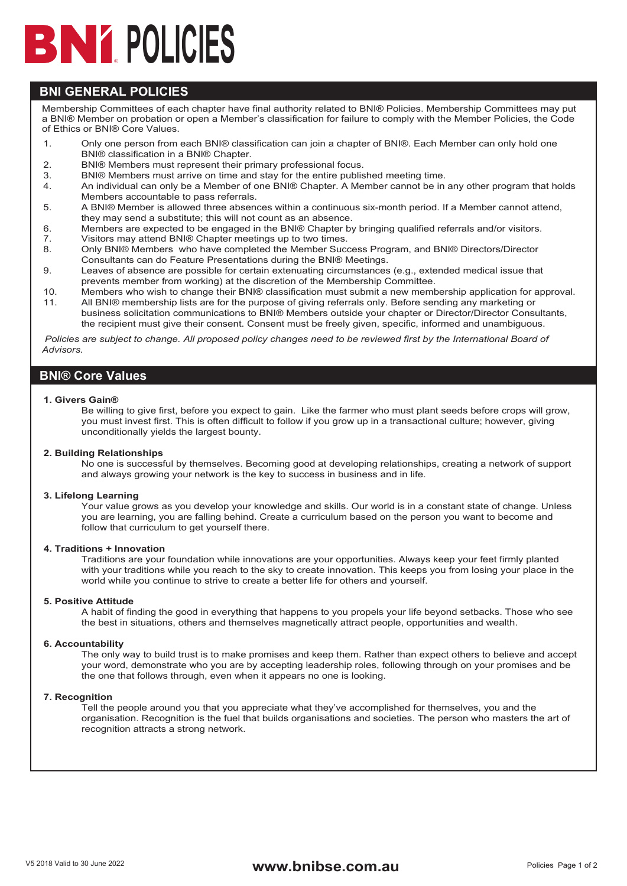# BNI POLICIES

## BNI GENERAL POLICIES

Membership Committees of each chapter have final authority related to BNI® Policies. Membership Committees may put a BNI® Member on probation or open a Member's classification for failure to comply with the Member Policies, the Code of Ethics or BNI® Core Values.

1. Only one person from each BNI® classification can join a chapter of BNI®. Each Member can only hold one BNI® classification in a BNI® Chapter.
2. BNI® Members must represent their primary professional focus.
3. BNI® Members must arrive on time and stay for the entire published meeting time.
4. An individual can only be a Member of one BNI® Chapter. A Member cannot be in any other program that holds Members accountable to pass referrals.
5. A BNI® Member is allowed three absences within a continuous six-month period. If a Member cannot attend, they may send a substitute; this will not count as an absence.
6. Members are expected to be engaged in the BNI® Chapter by bringing qualified referrals and/or visitors.
7. Visitors may attend BNI® Chapter meetings up to two times.
8. Only BNI® Members who have completed the Member Success Program, and BNI® Directors/Director Consultants can do Feature Presentations during the BNI® Meetings.
9. Leaves of absence are possible for certain extenuating circumstances (e.g., extended medical issue that prevents member from working) at the discretion of the Membership Committee.
10. Members who wish to change their BNI® classification must submit a new membership application for approval.
11. All BNI® membership lists are for the purpose of giving referrals only. Before sending any marketing or business solicitation communications to BNI® Members outside your chapter or Director/Director Consultants, the recipient must give their consent. Consent must be freely given, specific, informed and unambiguous.

*Policies are subject to change. All proposed policy changes need to be reviewed first by the International Board of Advisors.*

## BNI® Core Values

**1. Givers Gain®**

Be willing to give first, before you expect to gain. Like the farmer who must plant seeds before crops will grow, you must invest first. This is often difficult to follow if you grow up in a transactional culture; however, giving unconditionally yields the largest bounty.

**2. Building Relationships**

No one is successful by themselves. Becoming good at developing relationships, creating a network of support and always growing your network is the key to success in business and in life.

**3. Lifelong Learning**

Your value grows as you develop your knowledge and skills. Our world is in a constant state of change. Unless you are learning, you are falling behind. Create a curriculum based on the person you want to become and follow that curriculum to get yourself there.

**4. Traditions + Innovation**

Traditions are your foundation while innovations are your opportunities. Always keep your feet firmly planted with your traditions while you reach to the sky to create innovation. This keeps you from losing your place in the world while you continue to strive to create a better life for others and yourself.

**5. Positive Attitude**

A habit of finding the good in everything that happens to you propels your life beyond setbacks. Those who see the best in situations, others and themselves magnetically attract people, opportunities and wealth.

**6. Accountability**

The only way to build trust is to make promises and keep them. Rather than expect others to believe and accept your word, demonstrate who you are by accepting leadership roles, following through on your promises and be the one that follows through, even when it appears no one is looking.

**7. Recognition**

Tell the people around you that you appreciate what they've accomplished for themselves, you and the organisation. Recognition is the fuel that builds organisations and societies. The person who masters the art of recognition attracts a strong network.

V5 2018 Valid to 30 June 2022 **www.bnibse.com.au**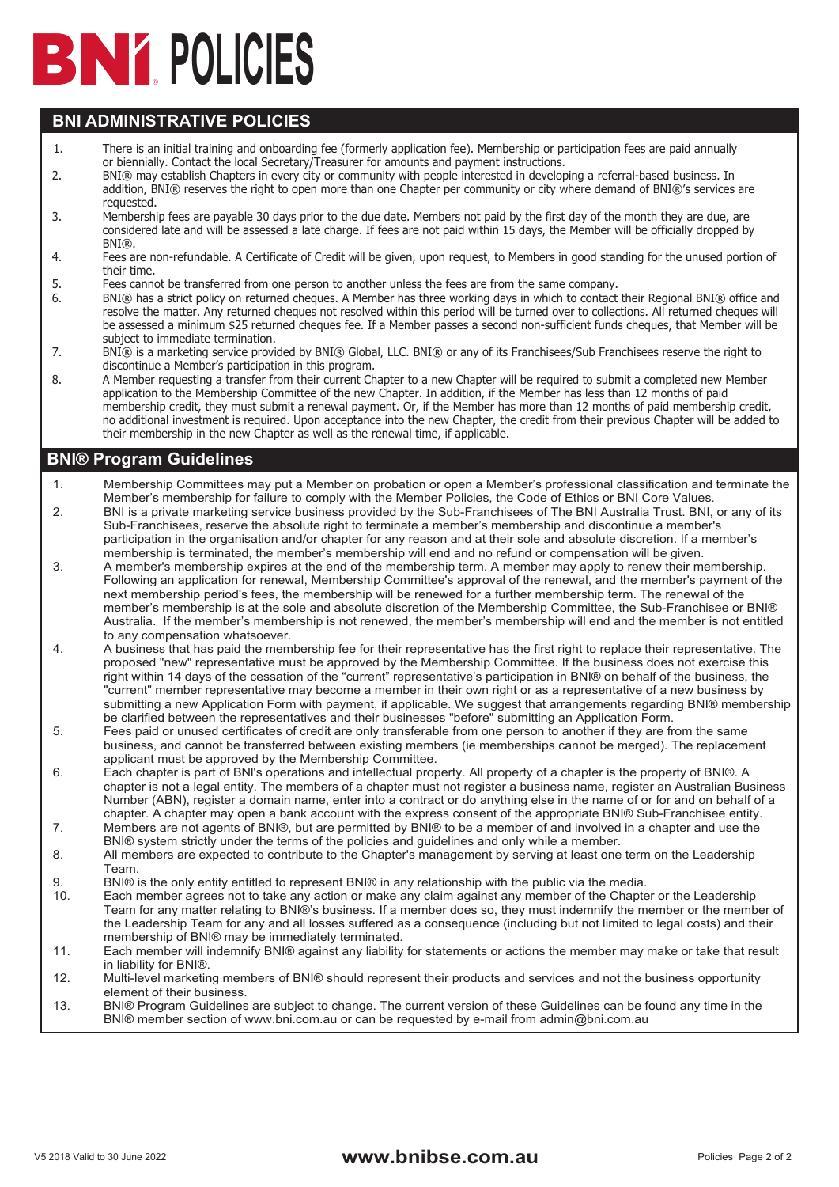# BNI POLICIES

## BNI ADMINISTRATIVE POLICIES

1. There is an initial training and onboarding fee (formerly application fee). Membership or participation fees are paid annually or biennially. Contact the local Secretary/Treasurer for amounts and payment instructions.
2. BNI® may establish Chapters in every city or community with people interested in developing a referral-based business. In addition, BNI® reserves the right to open more than one Chapter per community or city where demand of BNI®'s services are requested.
3. Membership fees are payable 30 days prior to the due date. Members not paid by the first day of the month they are due, are considered late and will be assessed a late charge. If fees are not paid within 15 days, the Member will be officially dropped by BNI®.
4. Fees are non-refundable. A Certificate of Credit will be given, upon request, to Members in good standing for the unused portion of their time.
5. Fees cannot be transferred from one person to another unless the fees are from the same company.
6. BNI® has a strict policy on returned cheques. A Member has three working days in which to contact their Regional BNI® office and resolve the matter. Any returned cheques not resolved within this period will be turned over to collections. All returned cheques will be assessed a minimum $25 returned cheques fee. If a Member passes a second non-sufficient funds cheques, that Member will be subject to immediate termination.
7. BNI® is a marketing service provided by BNI® Global, LLC. BNI® or any of its Franchisees/Sub Franchisees reserve the right to discontinue a Member's participation in this program.
8. A Member requesting a transfer from their current Chapter to a new Chapter will be required to submit a completed new Member application to the Membership Committee of the new Chapter. In addition, if the Member has less than 12 months of paid membership credit, they must submit a renewal payment. Or, if the Member has more than 12 months of paid membership credit, no additional investment is required. Upon acceptance into the new Chapter, the credit from their previous Chapter will be added to their membership in the new Chapter as well as the renewal time, if applicable.

## BNI® Program Guidelines

1. Membership Committees may put a Member on probation or open a Member's professional classification and terminate the Member's membership for failure to comply with the Member Policies, the Code of Ethics or BNI Core Values.
2. BNI is a private marketing service business provided by the Sub-Franchisees of The BNI Australia Trust. BNI, or any of its Sub-Franchisees, reserve the absolute right to terminate a member's membership and discontinue a member's participation in the organisation and/or chapter for any reason and at their sole and absolute discretion. If a member's membership is terminated, the member's membership will end and no refund or compensation will be given.
3. A member's membership expires at the end of the membership term. A member may apply to renew their membership. Following an application for renewal, Membership Committee's approval of the renewal, and the member's payment of the next membership period's fees, the membership will be renewed for a further membership term. The renewal of the member's membership is at the sole and absolute discretion of the Membership Committee, the Sub-Franchisee or BNI® Australia. If the member's membership is not renewed, the member's membership will end and the member is not entitled to any compensation whatsoever.
4. A business that has paid the membership fee for their representative has the first right to replace their representative. The proposed "new" representative must be approved by the Membership Committee. If the business does not exercise this right within 14 days of the cessation of the "current" representative's participation in BNI® on behalf of the business, the "current" member representative may become a member in their own right or as a representative of a new business by submitting a new Application Form with payment, if applicable. We suggest that arrangements regarding BNI® membership be clarified between the representatives and their businesses "before" submitting an Application Form.
5. Fees paid or unused certificates of credit are only transferable from one person to another if they are from the same business, and cannot be transferred between existing members (ie memberships cannot be merged). The replacement applicant must be approved by the Membership Committee.
6. Each chapter is part of BNI's operations and intellectual property. All property of a chapter is the property of BNI®. A chapter is not a legal entity. The members of a chapter must not register a business name, register an Australian Business Number (ABN), register a domain name, enter into a contract or do anything else in the name of or for and on behalf of a chapter. A chapter may open a bank account with the express consent of the appropriate BNI® Sub-Franchisee entity.
7. Members are not agents of BNI®, but are permitted by BNI® to be a member of and involved in a chapter and use the BNI® system strictly under the terms of the policies and guidelines and only while a member.
8. All members are expected to contribute to the Chapter's management by serving at least one term on the Leadership Team.
9. BNI® is the only entity entitled to represent BNI® in any relationship with the public via the media.
10. Each member agrees not to take any action or make any claim against any member of the Chapter or the Leadership Team for any matter relating to BNI®'s business. If a member does so, they must indemnify the member or the member of the Leadership Team for any and all losses suffered as a consequence (including but not limited to legal costs) and their membership of BNI® may be immediately terminated.
11. Each member will indemnify BNI® against any liability for statements or actions the member may make or take that result in liability for BNI®.
12. Multi-level marketing members of BNI® should represent their products and services and not the business opportunity element of their business.
13. BNI® Program Guidelines are subject to change. The current version of these Guidelines can be found any time in the BNI® member section of www.bni.com.au or can be requested by e-mail from admin@bni.com.au

V5 2018 Valid to 30 June 2022

www.bnibse.com.au